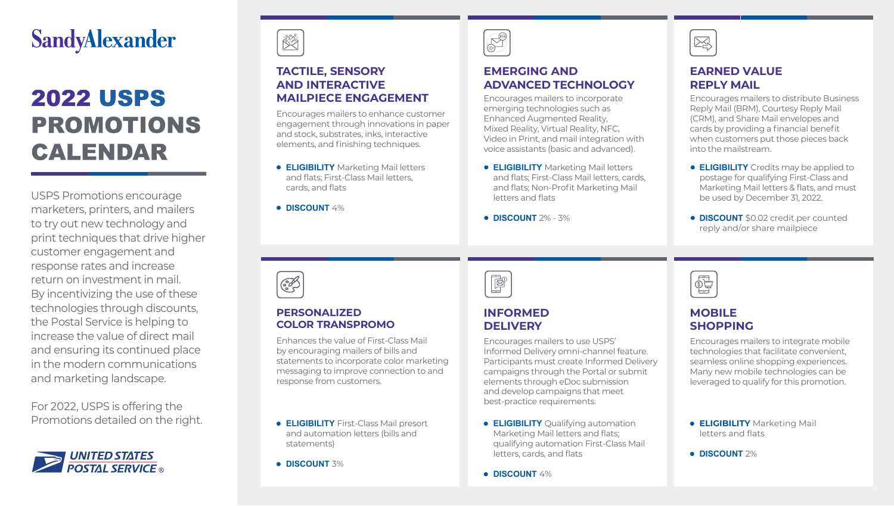SandyAlexander

# 2022 USPS PROMOTIONS CALENDAR

USPS Promotions encourage marketers, printers, and mailers to try out new technology and print techniques that drive higher customer engagement and response rates and increase return on investment in mail. By incentivizing the use of these technologies through discounts, the Postal Service is helping to increase the value of direct mail and ensuring its continued place in the modern communications and marketing landscape.

For 2022, USPS is offering the Promotions detailed on the right.

UNITED STATES POSTAL SERVICE ®

## TACTILE, SENSORY AND INTERACTIVE MAILPIECE ENGAGEMENT

Encourages mailers to enhance customer engagement through innovations in paper and stock, substrates, inks, interactive elements, and finishing techniques.

- **ELIGIBILITY** Marketing Mail letters and flats; First-Class Mail letters, cards, and flats
- **DISCOUNT** 4%

## EMERGING AND ADVANCED TECHNOLOGY

Encourages mailers to incorporate emerging technologies such as Enhanced Augmented Reality, Mixed Reality, Virtual Reality, NFC, Video in Print, and mail integration with voice assistants (basic and advanced).

- **ELIGIBILITY** Marketing Mail letters and flats; First-Class Mail letters, cards, and flats; Non-Profit Marketing Mail letters and flats
- **DISCOUNT** 2% - 3%

## EARNED VALUE REPLY MAIL

Encourages mailers to distribute Business Reply Mail (BRM), Courtesy Reply Mail (CRM), and Share Mail envelopes and cards by providing a financial benefit when customers put those pieces back into the mailstream.

- **ELIGIBILITY** Credits may be applied to postage for qualifying First-Class and Marketing Mail letters & flats, and must be used by December 31, 2022.
- **DISCOUNT** $0.02 credit per counted reply and/or share mailpiece

## PERSONALIZED COLOR TRANSPROMO

Enhances the value of First-Class Mail by encouraging mailers of bills and statements to incorporate color marketing messaging to improve connection to and response from customers.

- **ELIGIBILITY** First-Class Mail presort and automation letters (bills and statements)
- **DISCOUNT** 3%

## INFORMED DELIVERY

Encourages mailers to use USPS' Informed Delivery omni-channel feature. Participants must create Informed Delivery campaigns through the Portal or submit elements through eDoc submission and develop campaigns that meet best-practice requirements.

- **ELIGIBILITY** Qualifying automation Marketing Mail letters and flats; qualifying automation First-Class Mail letters, cards, and flats
- **DISCOUNT** 4%

## MOBILE SHOPPING

Encourages mailers to integrate mobile technologies that facilitate convenient, seamless online shopping experiences. Many new mobile technologies can be leveraged to qualify for this promotion.

- **ELIGIBILITY** Marketing Mail letters and flats
- **DISCOUNT** 2%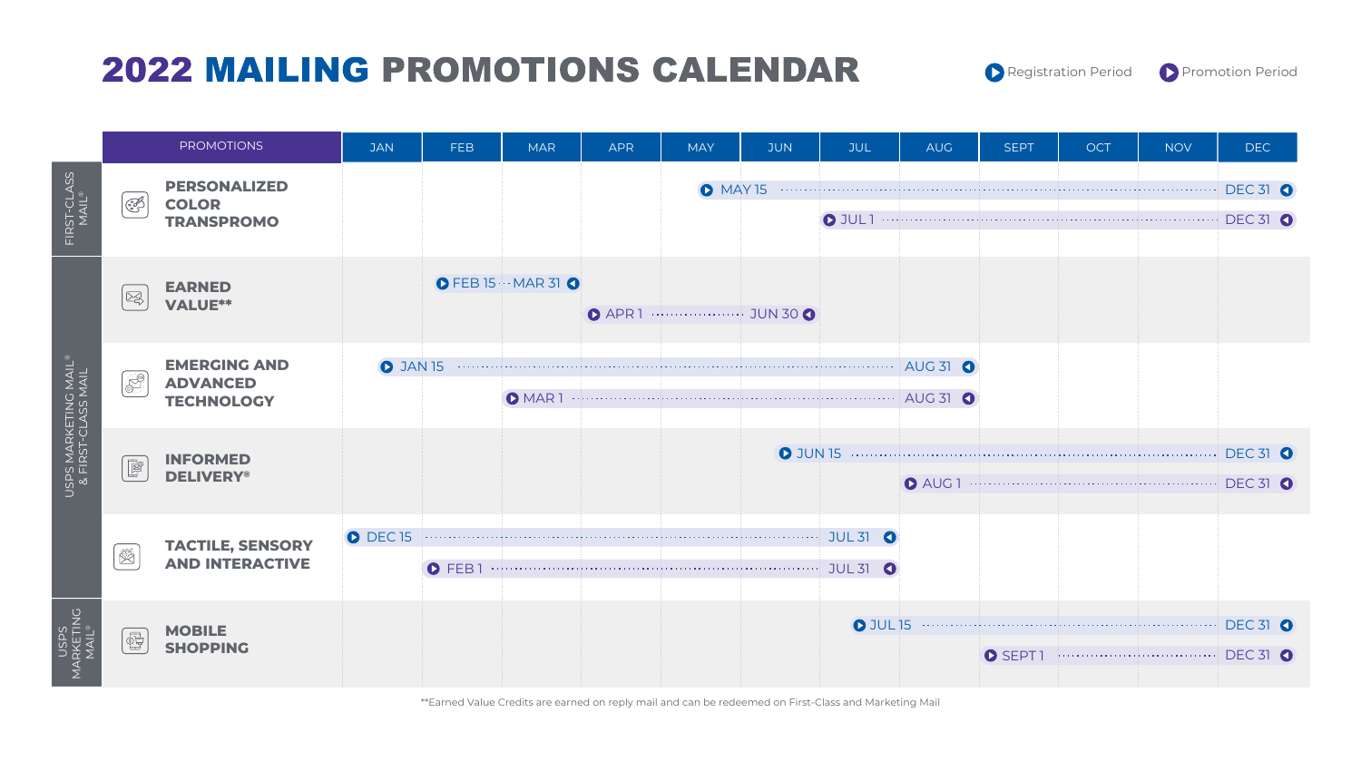# 2022 MAILING PROMOTIONS CALENDAR

Legend: Registration Period | Promotion Period

| Mail Class | Promotions | Registration Period | Promotion Period |
|---|---|---|---|
| FIRST-CLASS MAIL® | PERSONALIZED COLOR TRANSPROMO | MAY 15 – DEC 31 | JUL 1 – DEC 31 |
| USPS MARKETING MAIL® & FIRST-CLASS MAIL | EARNED VALUE** | FEB 15 – MAR 31 | APR 1 – JUN 30 |
| USPS MARKETING MAIL® & FIRST-CLASS MAIL | EMERGING AND ADVANCED TECHNOLOGY | JAN 15 – AUG 31 | MAR 1 – AUG 31 |
| USPS MARKETING MAIL® & FIRST-CLASS MAIL | INFORMED DELIVERY® | JUN 15 – DEC 31 | AUG 1 – DEC 31 |
| USPS MARKETING MAIL® & FIRST-CLASS MAIL | TACTILE, SENSORY AND INTERACTIVE | DEC 15 – JUL 31 | FEB 1 – JUL 31 |
| USPS MARKETING MAIL® | MOBILE SHOPPING | JUL 15 – DEC 31 | SEPT 1 – DEC 31 |

**Earned Value Credits are earned on reply mail and can be redeemed on First-Class and Marketing Mail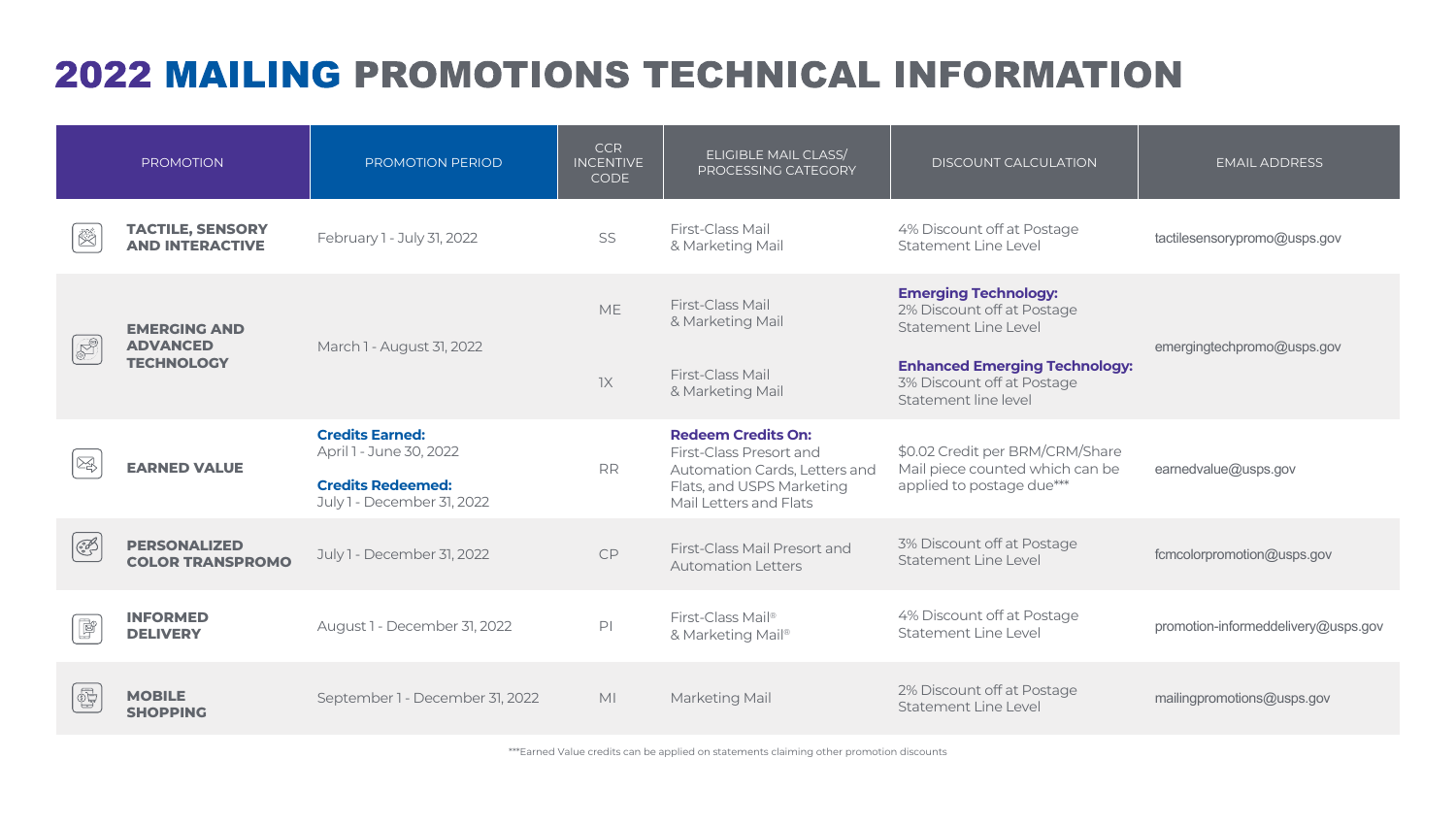# 2022 MAILING PROMOTIONS TECHNICAL INFORMATION

| PROMOTION | PROMOTION PERIOD | CCR INCENTIVE CODE | ELIGIBLE MAIL CLASS/ PROCESSING CATEGORY | DISCOUNT CALCULATION | EMAIL ADDRESS |
|---|---|---|---|---|---|
| **TACTILE, SENSORY AND INTERACTIVE** | February 1 - July 31, 2022 | SS | First-Class Mail & Marketing Mail | 4% Discount off at Postage Statement Line Level | tactilesensorypromo@usps.gov |
| **EMERGING AND ADVANCED TECHNOLOGY** | March 1 - August 31, 2022 | ME | First-Class Mail & Marketing Mail | **Emerging Technology:** 2% Discount off at Postage Statement Line Level | emergingtechpromo@usps.gov |
| | | 1X | First-Class Mail & Marketing Mail | **Enhanced Emerging Technology:** 3% Discount off at Postage Statement line level | |
| **EARNED VALUE** | **Credits Earned:** April 1 - June 30, 2022 **Credits Redeemed:** July 1 - December 31, 2022 | RR | **Redeem Credits On:** First-Class Presort and Automation Cards, Letters and Flats, and USPS Marketing Mail Letters and Flats | $0.02 Credit per BRM/CRM/Share Mail piece counted which can be applied to postage due*** | earnedvalue@usps.gov |
| **PERSONALIZED COLOR TRANSPROMO** | July 1 - December 31, 2022 | CP | First-Class Mail Presort and Automation Letters | 3% Discount off at Postage Statement Line Level | fcmcolorpromotion@usps.gov |
| **INFORMED DELIVERY** | August 1 - December 31, 2022 | PI | First-Class Mail® & Marketing Mail® | 4% Discount off at Postage Statement Line Level | promotion-informeddelivery@usps.gov |
| **MOBILE SHOPPING** | September 1 - December 31, 2022 | MI | Marketing Mail | 2% Discount off at Postage Statement Line Level | mailingpromotions@usps.gov |

***Earned Value credits can be applied on statements claiming other promotion discounts